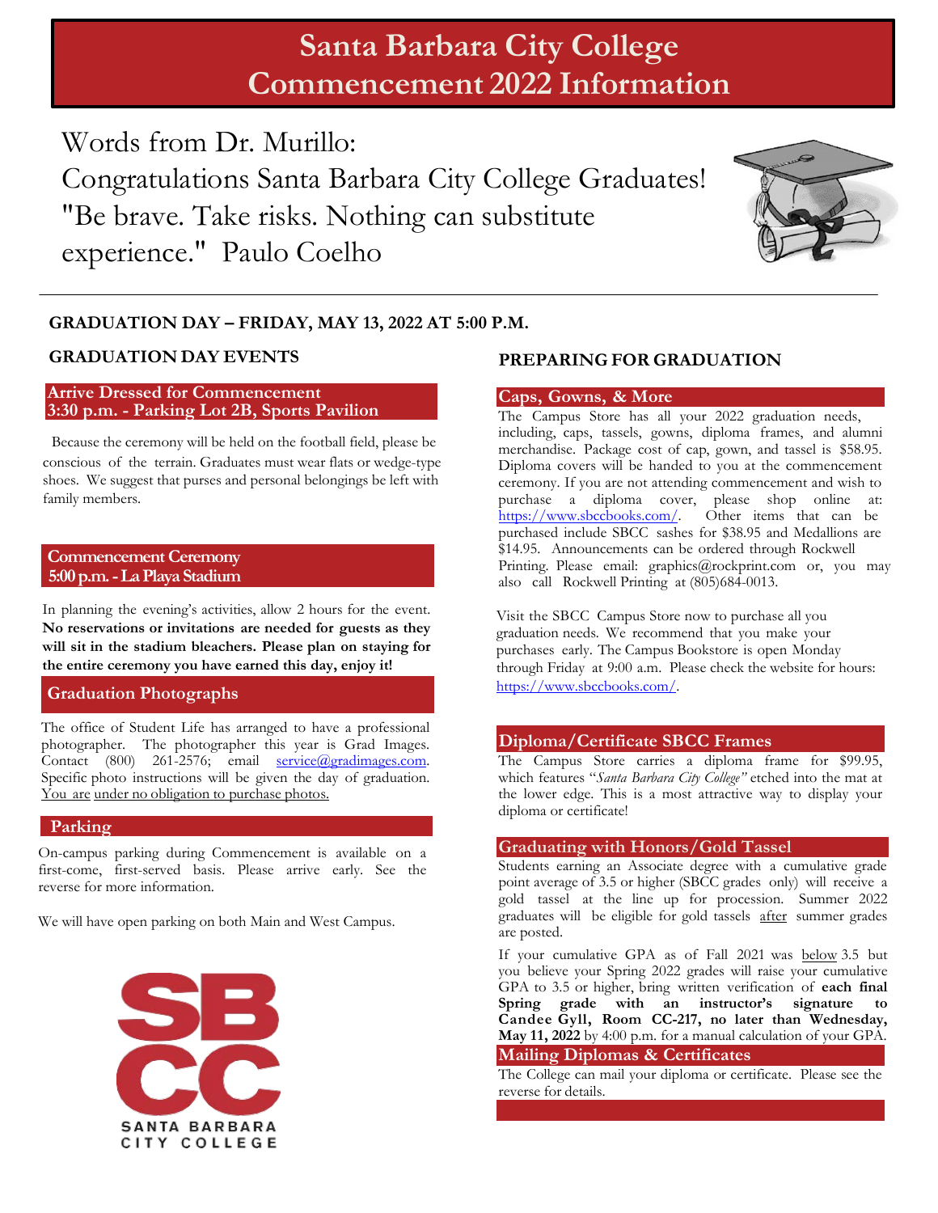# Santa Barbara City College Commencement 2022 Information

Words from Dr. Murillo:
Congratulations Santa Barbara City College Graduates!
"Be brave. Take risks. Nothing can substitute experience." Paulo Coelho

## GRADUATION DAY – FRIDAY, MAY 13, 2022 AT 5:00 P.M.

## GRADUATION DAY EVENTS

### Arrive Dressed for Commencement 3:30 p.m. - Parking Lot 2B, Sports Pavilion

Because the ceremony will be held on the football field, please be conscious of the terrain. Graduates must wear flats or wedge-type shoes. We suggest that purses and personal belongings be left with family members.

### Commencement Ceremony 5:00 p.m. - La Playa Stadium

In planning the evening's activities, allow 2 hours for the event. **No reservations or invitations are needed for guests as they will sit in the stadium bleachers. Please plan on staying for the entire ceremony you have earned this day, enjoy it!**

### Graduation Photographs

The office of Student Life has arranged to have a professional photographer. The photographer this year is Grad Images. Contact (800) 261-2576; email service@gradimages.com. Specific photo instructions will be given the day of graduation. <u>You are under no obligation to purchase photos.</u>

### Parking

On-campus parking during Commencement is available on a first-come, first-served basis. Please arrive early. See the reverse for more information.

We will have open parking on both Main and West Campus.

SBCC
SANTA BARBARA CITY COLLEGE

## PREPARING FOR GRADUATION

### Caps, Gowns, & More

The Campus Store has all your 2022 graduation needs, including, caps, tassels, gowns, diploma frames, and alumni merchandise. Package cost of cap, gown, and tassel is $58.95. Diploma covers will be handed to you at the commencement ceremony. If you are not attending commencement and wish to purchase a diploma cover, please shop online at: https://www.sbccbooks.com/. Other items that can be purchased include SBCC sashes for $38.95 and Medallions are $14.95. Announcements can be ordered through Rockwell Printing. Please email: graphics@rockprint.com or, you may also call Rockwell Printing at (805)684-0013.

Visit the SBCC Campus Store now to purchase all you graduation needs. We recommend that you make your purchases early. The Campus Bookstore is open Monday through Friday at 9:00 a.m. Please check the website for hours: https://www.sbccbooks.com/.

### Diploma/Certificate SBCC Frames

The Campus Store carries a diploma frame for $99.95, which features "*Santa Barbara City College"* etched into the mat at the lower edge. This is a most attractive way to display your diploma or certificate!

### Graduating with Honors/Gold Tassel

Students earning an Associate degree with a cumulative grade point average of 3.5 or higher (SBCC grades only) will receive a gold tassel at the line up for procession. Summer 2022 graduates will be eligible for gold tassels <u>after</u> summer grades are posted.

If your cumulative GPA as of Fall 2021 was <u>below</u> 3.5 but you believe your Spring 2022 grades will raise your cumulative GPA to 3.5 or higher, bring written verification of **each final Spring grade with an instructor's signature to Candee Gyll, Room CC-217, no later than Wednesday, May 11, 2022** by 4:00 p.m. for a manual calculation of your GPA.

### Mailing Diplomas & Certificates

The College can mail your diploma or certificate. Please see the reverse for details.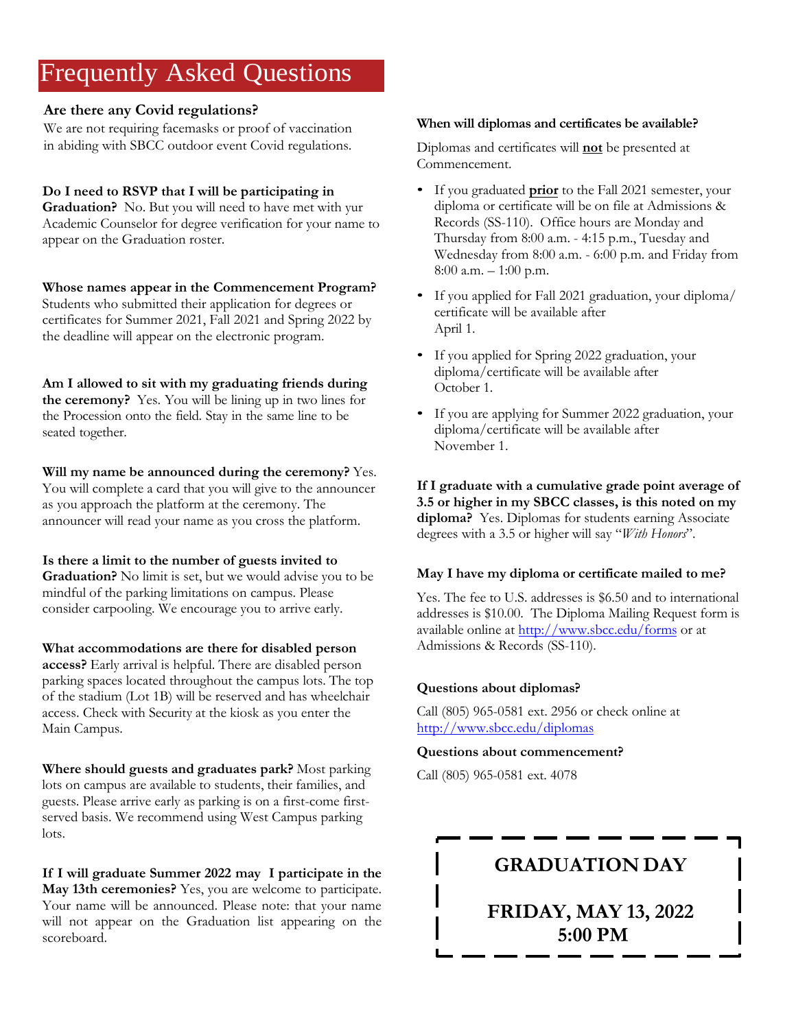# Frequently Asked Questions

**Are there any Covid regulations?**
We are not requiring facemasks or proof of vaccination in abiding with SBCC outdoor event Covid regulations.

**Do I need to RSVP that I will be participating in Graduation?** No. But you will need to have met with yur Academic Counselor for degree verification for your name to appear on the Graduation roster.

**Whose names appear in the Commencement Program?** Students who submitted their application for degrees or certificates for Summer 2021, Fall 2021 and Spring 2022 by the deadline will appear on the electronic program.

**Am I allowed to sit with my graduating friends during the ceremony?** Yes. You will be lining up in two lines for the Procession onto the field. Stay in the same line to be seated together.

**Will my name be announced during the ceremony?** Yes. You will complete a card that you will give to the announcer as you approach the platform at the ceremony. The announcer will read your name as you cross the platform.

**Is there a limit to the number of guests invited to Graduation?** No limit is set, but we would advise you to be mindful of the parking limitations on campus. Please consider carpooling. We encourage you to arrive early.

**What accommodations are there for disabled person access?** Early arrival is helpful. There are disabled person parking spaces located throughout the campus lots. The top of the stadium (Lot 1B) will be reserved and has wheelchair access. Check with Security at the kiosk as you enter the Main Campus.

**Where should guests and graduates park?** Most parking lots on campus are available to students, their families, and guests. Please arrive early as parking is on a first-come first-served basis. We recommend using West Campus parking lots.

**If I will graduate Summer 2022 may I participate in the May 13th ceremonies?** Yes, you are welcome to participate. Your name will be announced. Please note: that your name will not appear on the Graduation list appearing on the scoreboard.

**When will diplomas and certificates be available?**

Diplomas and certificates will **not** be presented at Commencement.

- If you graduated **prior** to the Fall 2021 semester, your diploma or certificate will be on file at Admissions & Records (SS-110). Office hours are Monday and Thursday from 8:00 a.m. - 4:15 p.m., Tuesday and Wednesday from 8:00 a.m. - 6:00 p.m. and Friday from 8:00 a.m. – 1:00 p.m.
- If you applied for Fall 2021 graduation, your diploma/ certificate will be available after April 1.
- If you applied for Spring 2022 graduation, your diploma/certificate will be available after October 1.
- If you are applying for Summer 2022 graduation, your diploma/certificate will be available after November 1.

**If I graduate with a cumulative grade point average of 3.5 or higher in my SBCC classes, is this noted on my diploma?** Yes. Diplomas for students earning Associate degrees with a 3.5 or higher will say "*With Honors*".

**May I have my diploma or certificate mailed to me?**

Yes. The fee to U.S. addresses is $6.50 and to international addresses is $10.00. The Diploma Mailing Request form is available online at http://www.sbcc.edu/forms or at Admissions & Records (SS-110).

**Questions about diplomas?**

Call (805) 965-0581 ext. 2956 or check online at http://www.sbcc.edu/diplomas

**Questions about commencement?**

Call (805) 965-0581 ext. 4078

**GRADUATION DAY**

**FRIDAY, MAY 13, 2022**
**5:00 PM**